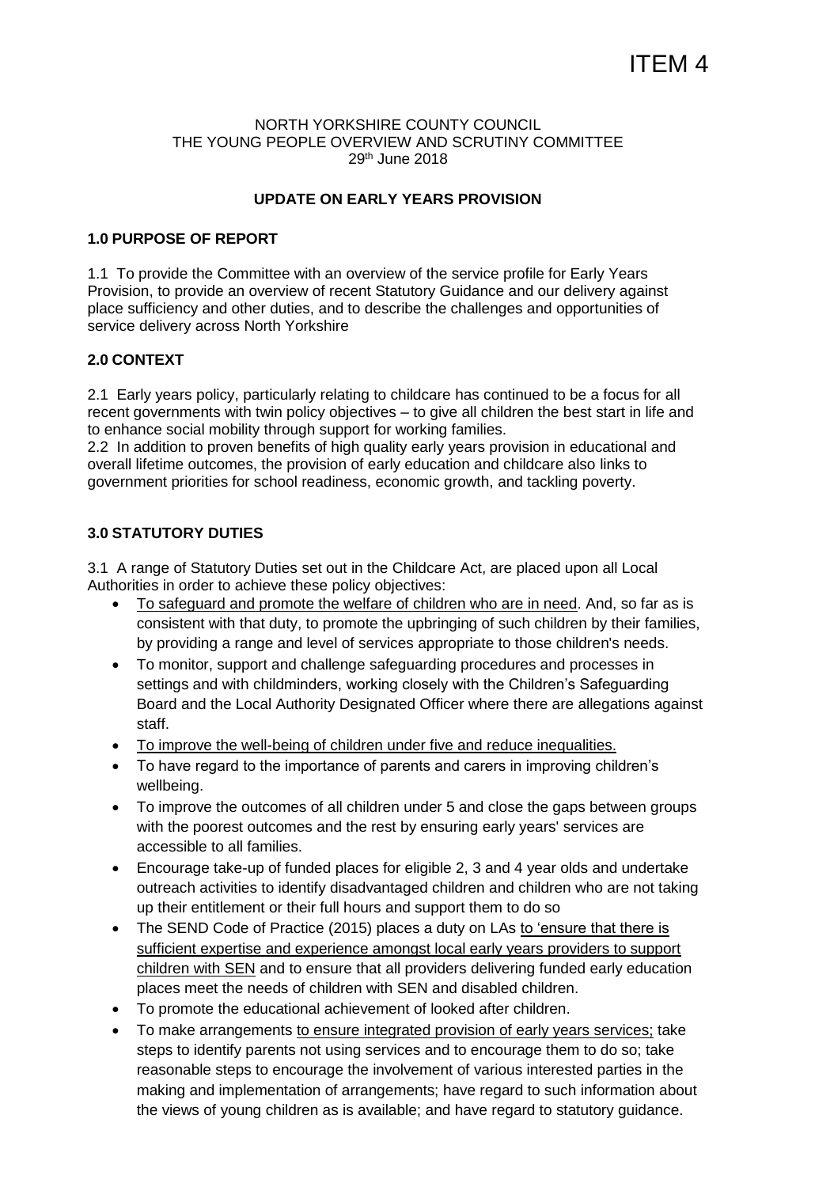ITEM 4

NORTH YORKSHIRE COUNTY COUNCIL
THE YOUNG PEOPLE OVERVIEW AND SCRUTINY COMMITTEE
29th June 2018

**UPDATE ON EARLY YEARS PROVISION**

**1.0 PURPOSE OF REPORT**

1.1 To provide the Committee with an overview of the service profile for Early Years Provision, to provide an overview of recent Statutory Guidance and our delivery against place sufficiency and other duties, and to describe the challenges and opportunities of service delivery across North Yorkshire

**2.0 CONTEXT**

2.1 Early years policy, particularly relating to childcare has continued to be a focus for all recent governments with twin policy objectives – to give all children the best start in life and to enhance social mobility through support for working families.

2.2 In addition to proven benefits of high quality early years provision in educational and overall lifetime outcomes, the provision of early education and childcare also links to government priorities for school readiness, economic growth, and tackling poverty.

**3.0 STATUTORY DUTIES**

3.1 A range of Statutory Duties set out in the Childcare Act, are placed upon all Local Authorities in order to achieve these policy objectives:

- To safeguard and promote the welfare of children who are in need. And, so far as is consistent with that duty, to promote the upbringing of such children by their families, by providing a range and level of services appropriate to those children's needs.
- To monitor, support and challenge safeguarding procedures and processes in settings and with childminders, working closely with the Children's Safeguarding Board and the Local Authority Designated Officer where there are allegations against staff.
- To improve the well-being of children under five and reduce inequalities.
- To have regard to the importance of parents and carers in improving children's wellbeing.
- To improve the outcomes of all children under 5 and close the gaps between groups with the poorest outcomes and the rest by ensuring early years' services are accessible to all families.
- Encourage take-up of funded places for eligible 2, 3 and 4 year olds and undertake outreach activities to identify disadvantaged children and children who are not taking up their entitlement or their full hours and support them to do so
- The SEND Code of Practice (2015) places a duty on LAs to 'ensure that there is sufficient expertise and experience amongst local early years providers to support children with SEN and to ensure that all providers delivering funded early education places meet the needs of children with SEN and disabled children.
- To promote the educational achievement of looked after children.
- To make arrangements to ensure integrated provision of early years services; take steps to identify parents not using services and to encourage them to do so; take reasonable steps to encourage the involvement of various interested parties in the making and implementation of arrangements; have regard to such information about the views of young children as is available; and have regard to statutory guidance.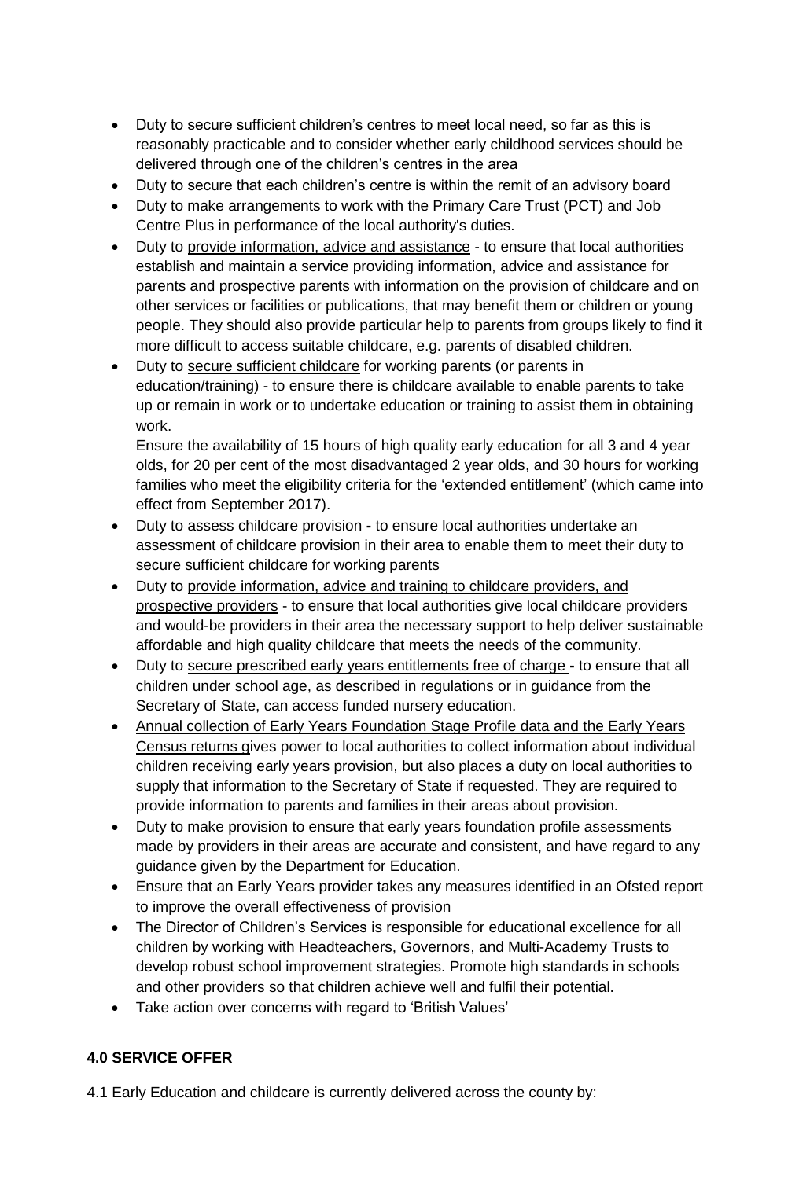- Duty to secure sufficient children's centres to meet local need, so far as this is reasonably practicable and to consider whether early childhood services should be delivered through one of the children's centres in the area
- Duty to secure that each children's centre is within the remit of an advisory board
- Duty to make arrangements to work with the Primary Care Trust (PCT) and Job Centre Plus in performance of the local authority's duties.
- Duty to provide information, advice and assistance - to ensure that local authorities establish and maintain a service providing information, advice and assistance for parents and prospective parents with information on the provision of childcare and on other services or facilities or publications, that may benefit them or children or young people. They should also provide particular help to parents from groups likely to find it more difficult to access suitable childcare, e.g. parents of disabled children.
- Duty to secure sufficient childcare for working parents (or parents in education/training) - to ensure there is childcare available to enable parents to take up or remain in work or to undertake education or training to assist them in obtaining work.

  Ensure the availability of 15 hours of high quality early education for all 3 and 4 year olds, for 20 per cent of the most disadvantaged 2 year olds, and 30 hours for working families who meet the eligibility criteria for the 'extended entitlement' (which came into effect from September 2017).
- Duty to assess childcare provision **-** to ensure local authorities undertake an assessment of childcare provision in their area to enable them to meet their duty to secure sufficient childcare for working parents
- Duty to provide information, advice and training to childcare providers, and prospective providers - to ensure that local authorities give local childcare providers and would-be providers in their area the necessary support to help deliver sustainable affordable and high quality childcare that meets the needs of the community.
- Duty to secure prescribed early years entitlements free of charge **-** to ensure that all children under school age, as described in regulations or in guidance from the Secretary of State, can access funded nursery education.
- Annual collection of Early Years Foundation Stage Profile data and the Early Years Census returns gives power to local authorities to collect information about individual children receiving early years provision, but also places a duty on local authorities to supply that information to the Secretary of State if requested. They are required to provide information to parents and families in their areas about provision.
- Duty to make provision to ensure that early years foundation profile assessments made by providers in their areas are accurate and consistent, and have regard to any guidance given by the Department for Education.
- Ensure that an Early Years provider takes any measures identified in an Ofsted report to improve the overall effectiveness of provision
- The Director of Children's Services is responsible for educational excellence for all children by working with Headteachers, Governors, and Multi-Academy Trusts to develop robust school improvement strategies. Promote high standards in schools and other providers so that children achieve well and fulfil their potential.
- Take action over concerns with regard to 'British Values'

## 4.0 SERVICE OFFER

4.1 Early Education and childcare is currently delivered across the county by: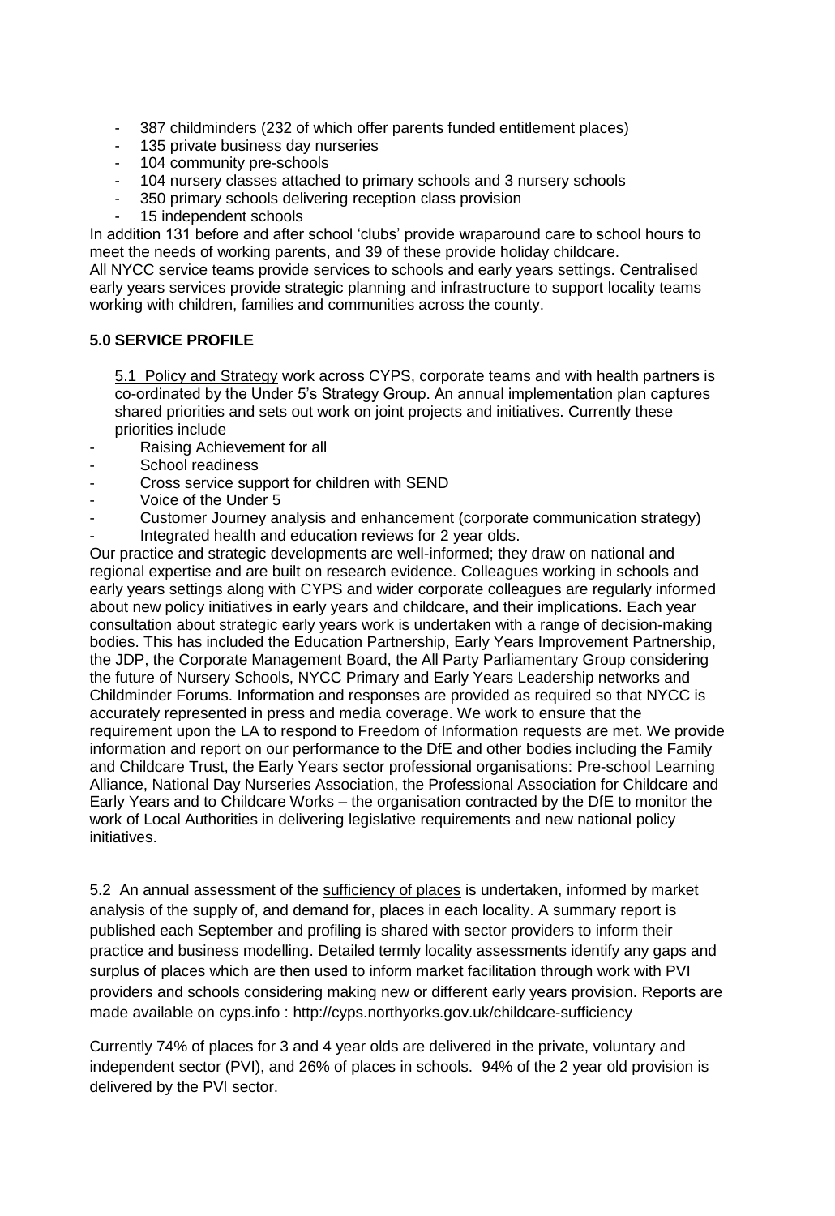- 387 childminders (232 of which offer parents funded entitlement places)
- 135 private business day nurseries
- 104 community pre-schools
- 104 nursery classes attached to primary schools and 3 nursery schools
- 350 primary schools delivering reception class provision
- 15 independent schools

In addition 131 before and after school 'clubs' provide wraparound care to school hours to meet the needs of working parents, and 39 of these provide holiday childcare.
All NYCC service teams provide services to schools and early years settings. Centralised early years services provide strategic planning and infrastructure to support locality teams working with children, families and communities across the county.

## 5.0 SERVICE PROFILE

5.1 Policy and Strategy work across CYPS, corporate teams and with health partners is co-ordinated by the Under 5's Strategy Group. An annual implementation plan captures shared priorities and sets out work on joint projects and initiatives. Currently these priorities include

- Raising Achievement for all
- School readiness
- Cross service support for children with SEND
- Voice of the Under 5
- Customer Journey analysis and enhancement (corporate communication strategy)
- Integrated health and education reviews for 2 year olds.

Our practice and strategic developments are well-informed; they draw on national and regional expertise and are built on research evidence. Colleagues working in schools and early years settings along with CYPS and wider corporate colleagues are regularly informed about new policy initiatives in early years and childcare, and their implications. Each year consultation about strategic early years work is undertaken with a range of decision-making bodies. This has included the Education Partnership, Early Years Improvement Partnership, the JDP, the Corporate Management Board, the All Party Parliamentary Group considering the future of Nursery Schools, NYCC Primary and Early Years Leadership networks and Childminder Forums. Information and responses are provided as required so that NYCC is accurately represented in press and media coverage. We work to ensure that the requirement upon the LA to respond to Freedom of Information requests are met. We provide information and report on our performance to the DfE and other bodies including the Family and Childcare Trust, the Early Years sector professional organisations: Pre-school Learning Alliance, National Day Nurseries Association, the Professional Association for Childcare and Early Years and to Childcare Works – the organisation contracted by the DfE to monitor the work of Local Authorities in delivering legislative requirements and new national policy initiatives.

5.2 An annual assessment of the sufficiency of places is undertaken, informed by market analysis of the supply of, and demand for, places in each locality. A summary report is published each September and profiling is shared with sector providers to inform their practice and business modelling. Detailed termly locality assessments identify any gaps and surplus of places which are then used to inform market facilitation through work with PVI providers and schools considering making new or different early years provision. Reports are made available on cyps.info : http://cyps.northyorks.gov.uk/childcare-sufficiency

Currently 74% of places for 3 and 4 year olds are delivered in the private, voluntary and independent sector (PVI), and 26% of places in schools. 94% of the 2 year old provision is delivered by the PVI sector.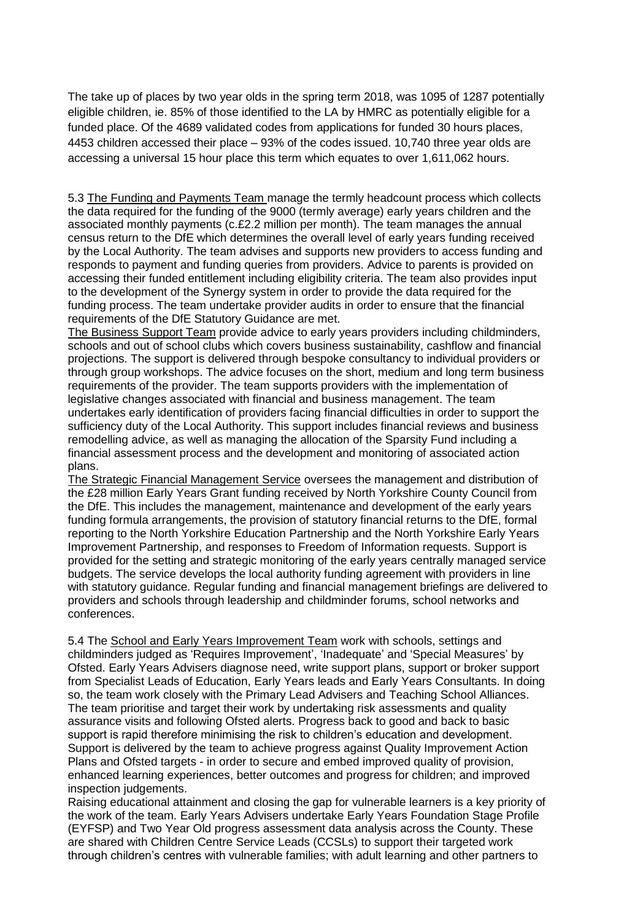The take up of places by two year olds in the spring term 2018, was 1095 of 1287 potentially eligible children, ie. 85% of those identified to the LA by HMRC as potentially eligible for a funded place. Of the 4689 validated codes from applications for funded 30 hours places, 4453 children accessed their place – 93% of the codes issued. 10,740 three year olds are accessing a universal 15 hour place this term which equates to over 1,611,062 hours.

5.3 The Funding and Payments Team manage the termly headcount process which collects the data required for the funding of the 9000 (termly average) early years children and the associated monthly payments (c.£2.2 million per month). The team manages the annual census return to the DfE which determines the overall level of early years funding received by the Local Authority. The team advises and supports new providers to access funding and responds to payment and funding queries from providers. Advice to parents is provided on accessing their funded entitlement including eligibility criteria. The team also provides input to the development of the Synergy system in order to provide the data required for the funding process. The team undertake provider audits in order to ensure that the financial requirements of the DfE Statutory Guidance are met.

The Business Support Team provide advice to early years providers including childminders, schools and out of school clubs which covers business sustainability, cashflow and financial projections. The support is delivered through bespoke consultancy to individual providers or through group workshops. The advice focuses on the short, medium and long term business requirements of the provider. The team supports providers with the implementation of legislative changes associated with financial and business management. The team undertakes early identification of providers facing financial difficulties in order to support the sufficiency duty of the Local Authority. This support includes financial reviews and business remodelling advice, as well as managing the allocation of the Sparsity Fund including a financial assessment process and the development and monitoring of associated action plans.

The Strategic Financial Management Service oversees the management and distribution of the £28 million Early Years Grant funding received by North Yorkshire County Council from the DfE. This includes the management, maintenance and development of the early years funding formula arrangements, the provision of statutory financial returns to the DfE, formal reporting to the North Yorkshire Education Partnership and the North Yorkshire Early Years Improvement Partnership, and responses to Freedom of Information requests. Support is provided for the setting and strategic monitoring of the early years centrally managed service budgets. The service develops the local authority funding agreement with providers in line with statutory guidance. Regular funding and financial management briefings are delivered to providers and schools through leadership and childminder forums, school networks and conferences.

5.4 The School and Early Years Improvement Team work with schools, settings and childminders judged as 'Requires Improvement', 'Inadequate' and 'Special Measures' by Ofsted. Early Years Advisers diagnose need, write support plans, support or broker support from Specialist Leads of Education, Early Years leads and Early Years Consultants. In doing so, the team work closely with the Primary Lead Advisers and Teaching School Alliances. The team prioritise and target their work by undertaking risk assessments and quality assurance visits and following Ofsted alerts. Progress back to good and back to basic support is rapid therefore minimising the risk to children's education and development. Support is delivered by the team to achieve progress against Quality Improvement Action Plans and Ofsted targets - in order to secure and embed improved quality of provision, enhanced learning experiences, better outcomes and progress for children; and improved inspection judgements.

Raising educational attainment and closing the gap for vulnerable learners is a key priority of the work of the team. Early Years Advisers undertake Early Years Foundation Stage Profile (EYFSP) and Two Year Old progress assessment data analysis across the County. These are shared with Children Centre Service Leads (CCSLs) to support their targeted work through children's centres with vulnerable families; with adult learning and other partners to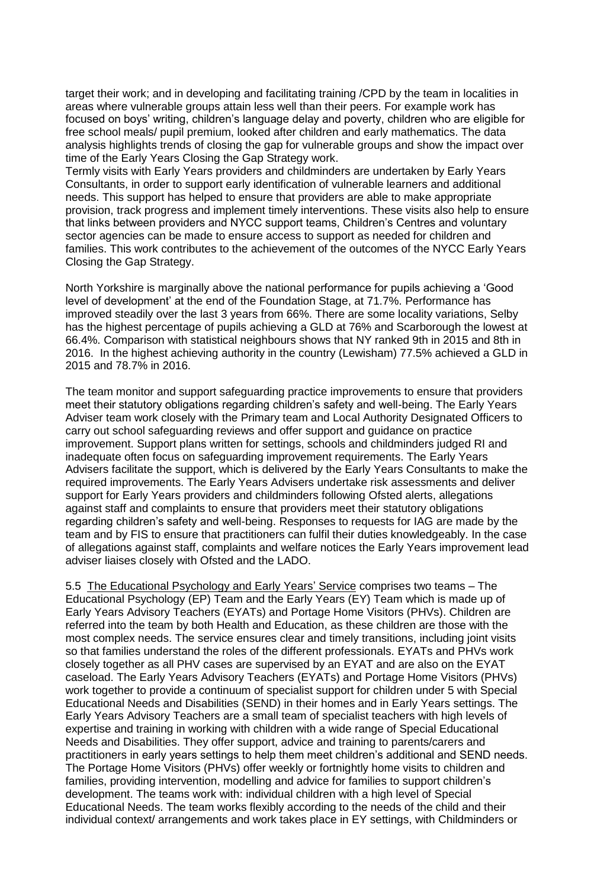target their work; and in developing and facilitating training /CPD by the team in localities in areas where vulnerable groups attain less well than their peers. For example work has focused on boys' writing, children's language delay and poverty, children who are eligible for free school meals/ pupil premium, looked after children and early mathematics. The data analysis highlights trends of closing the gap for vulnerable groups and show the impact over time of the Early Years Closing the Gap Strategy work.
Termly visits with Early Years providers and childminders are undertaken by Early Years Consultants, in order to support early identification of vulnerable learners and additional needs. This support has helped to ensure that providers are able to make appropriate provision, track progress and implement timely interventions. These visits also help to ensure that links between providers and NYCC support teams, Children's Centres and voluntary sector agencies can be made to ensure access to support as needed for children and families. This work contributes to the achievement of the outcomes of the NYCC Early Years Closing the Gap Strategy.

North Yorkshire is marginally above the national performance for pupils achieving a 'Good level of development' at the end of the Foundation Stage, at 71.7%. Performance has improved steadily over the last 3 years from 66%. There are some locality variations, Selby has the highest percentage of pupils achieving a GLD at 76% and Scarborough the lowest at 66.4%. Comparison with statistical neighbours shows that NY ranked 9th in 2015 and 8th in 2016. In the highest achieving authority in the country (Lewisham) 77.5% achieved a GLD in 2015 and 78.7% in 2016.

The team monitor and support safeguarding practice improvements to ensure that providers meet their statutory obligations regarding children's safety and well-being. The Early Years Adviser team work closely with the Primary team and Local Authority Designated Officers to carry out school safeguarding reviews and offer support and guidance on practice improvement. Support plans written for settings, schools and childminders judged RI and inadequate often focus on safeguarding improvement requirements. The Early Years Advisers facilitate the support, which is delivered by the Early Years Consultants to make the required improvements. The Early Years Advisers undertake risk assessments and deliver support for Early Years providers and childminders following Ofsted alerts, allegations against staff and complaints to ensure that providers meet their statutory obligations regarding children's safety and well-being. Responses to requests for IAG are made by the team and by FIS to ensure that practitioners can fulfil their duties knowledgeably. In the case of allegations against staff, complaints and welfare notices the Early Years improvement lead adviser liaises closely with Ofsted and the LADO.

5.5 The Educational Psychology and Early Years' Service comprises two teams – The Educational Psychology (EP) Team and the Early Years (EY) Team which is made up of Early Years Advisory Teachers (EYATs) and Portage Home Visitors (PHVs). Children are referred into the team by both Health and Education, as these children are those with the most complex needs. The service ensures clear and timely transitions, including joint visits so that families understand the roles of the different professionals. EYATs and PHVs work closely together as all PHV cases are supervised by an EYAT and are also on the EYAT caseload. The Early Years Advisory Teachers (EYATs) and Portage Home Visitors (PHVs) work together to provide a continuum of specialist support for children under 5 with Special Educational Needs and Disabilities (SEND) in their homes and in Early Years settings. The Early Years Advisory Teachers are a small team of specialist teachers with high levels of expertise and training in working with children with a wide range of Special Educational Needs and Disabilities. They offer support, advice and training to parents/carers and practitioners in early years settings to help them meet children's additional and SEND needs. The Portage Home Visitors (PHVs) offer weekly or fortnightly home visits to children and families, providing intervention, modelling and advice for families to support children's development. The teams work with: individual children with a high level of Special Educational Needs. The team works flexibly according to the needs of the child and their individual context/ arrangements and work takes place in EY settings, with Childminders or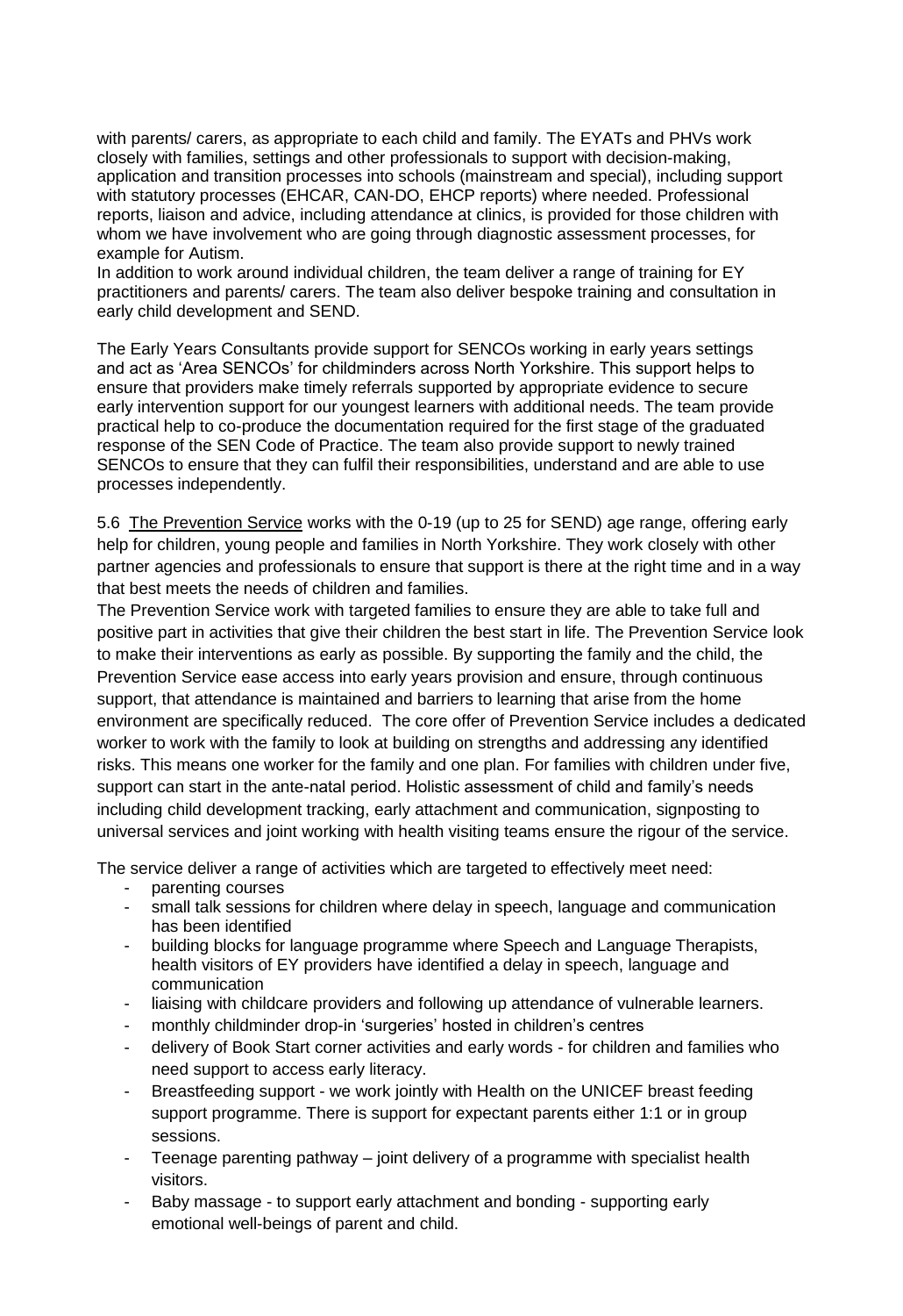with parents/ carers, as appropriate to each child and family. The EYATs and PHVs work closely with families, settings and other professionals to support with decision-making, application and transition processes into schools (mainstream and special), including support with statutory processes (EHCAR, CAN-DO, EHCP reports) where needed. Professional reports, liaison and advice, including attendance at clinics, is provided for those children with whom we have involvement who are going through diagnostic assessment processes, for example for Autism.

In addition to work around individual children, the team deliver a range of training for EY practitioners and parents/ carers. The team also deliver bespoke training and consultation in early child development and SEND.

The Early Years Consultants provide support for SENCOs working in early years settings and act as 'Area SENCOs' for childminders across North Yorkshire. This support helps to ensure that providers make timely referrals supported by appropriate evidence to secure early intervention support for our youngest learners with additional needs. The team provide practical help to co-produce the documentation required for the first stage of the graduated response of the SEN Code of Practice. The team also provide support to newly trained SENCOs to ensure that they can fulfil their responsibilities, understand and are able to use processes independently.

5.6 The Prevention Service works with the 0-19 (up to 25 for SEND) age range, offering early help for children, young people and families in North Yorkshire. They work closely with other partner agencies and professionals to ensure that support is there at the right time and in a way that best meets the needs of children and families.

The Prevention Service work with targeted families to ensure they are able to take full and positive part in activities that give their children the best start in life. The Prevention Service look to make their interventions as early as possible. By supporting the family and the child, the Prevention Service ease access into early years provision and ensure, through continuous support, that attendance is maintained and barriers to learning that arise from the home environment are specifically reduced. The core offer of Prevention Service includes a dedicated worker to work with the family to look at building on strengths and addressing any identified risks. This means one worker for the family and one plan. For families with children under five, support can start in the ante-natal period. Holistic assessment of child and family's needs including child development tracking, early attachment and communication, signposting to universal services and joint working with health visiting teams ensure the rigour of the service.

The service deliver a range of activities which are targeted to effectively meet need:

- parenting courses
- small talk sessions for children where delay in speech, language and communication has been identified
- building blocks for language programme where Speech and Language Therapists, health visitors of EY providers have identified a delay in speech, language and communication
- liaising with childcare providers and following up attendance of vulnerable learners.
- monthly childminder drop-in 'surgeries' hosted in children's centres
- delivery of Book Start corner activities and early words - for children and families who need support to access early literacy.
- Breastfeeding support - we work jointly with Health on the UNICEF breast feeding support programme. There is support for expectant parents either 1:1 or in group sessions.
- Teenage parenting pathway – joint delivery of a programme with specialist health visitors.
- Baby massage - to support early attachment and bonding - supporting early emotional well-beings of parent and child.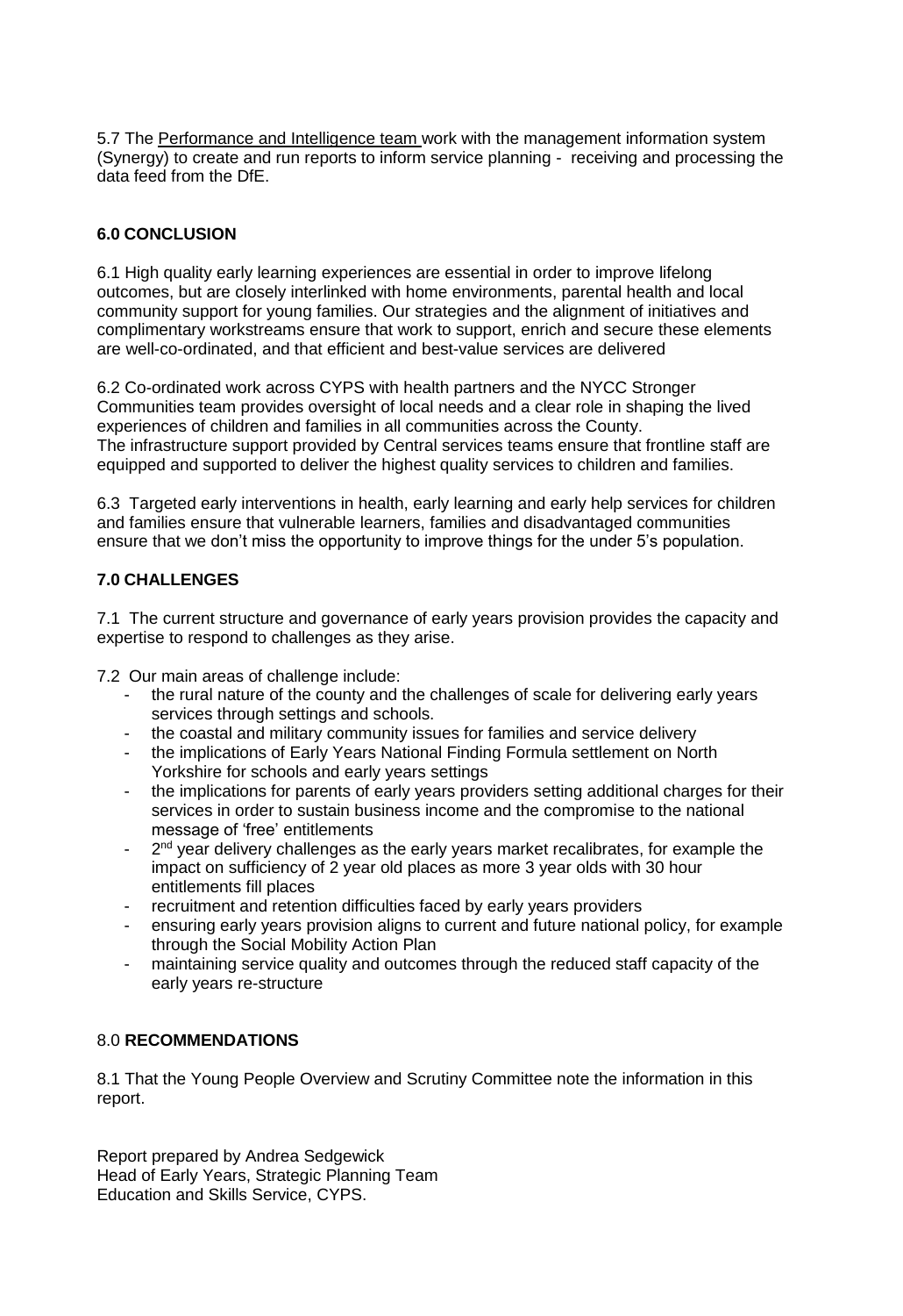5.7 The Performance and Intelligence team work with the management information system (Synergy) to create and run reports to inform service planning - receiving and processing the data feed from the DfE.

## 6.0 CONCLUSION

6.1 High quality early learning experiences are essential in order to improve lifelong outcomes, but are closely interlinked with home environments, parental health and local community support for young families. Our strategies and the alignment of initiatives and complimentary workstreams ensure that work to support, enrich and secure these elements are well-co-ordinated, and that efficient and best-value services are delivered

6.2 Co-ordinated work across CYPS with health partners and the NYCC Stronger Communities team provides oversight of local needs and a clear role in shaping the lived experiences of children and families in all communities across the County.
The infrastructure support provided by Central services teams ensure that frontline staff are equipped and supported to deliver the highest quality services to children and families.

6.3 Targeted early interventions in health, early learning and early help services for children and families ensure that vulnerable learners, families and disadvantaged communities ensure that we don't miss the opportunity to improve things for the under 5's population.

## 7.0 CHALLENGES

7.1 The current structure and governance of early years provision provides the capacity and expertise to respond to challenges as they arise.

7.2 Our main areas of challenge include:

- the rural nature of the county and the challenges of scale for delivering early years services through settings and schools.
- the coastal and military community issues for families and service delivery
- the implications of Early Years National Finding Formula settlement on North Yorkshire for schools and early years settings
- the implications for parents of early years providers setting additional charges for their services in order to sustain business income and the compromise to the national message of 'free' entitlements
- 2nd year delivery challenges as the early years market recalibrates, for example the impact on sufficiency of 2 year old places as more 3 year olds with 30 hour entitlements fill places
- recruitment and retention difficulties faced by early years providers
- ensuring early years provision aligns to current and future national policy, for example through the Social Mobility Action Plan
- maintaining service quality and outcomes through the reduced staff capacity of the early years re-structure

## 8.0 RECOMMENDATIONS

8.1 That the Young People Overview and Scrutiny Committee note the information in this report.

Report prepared by Andrea Sedgewick
Head of Early Years, Strategic Planning Team
Education and Skills Service, CYPS.